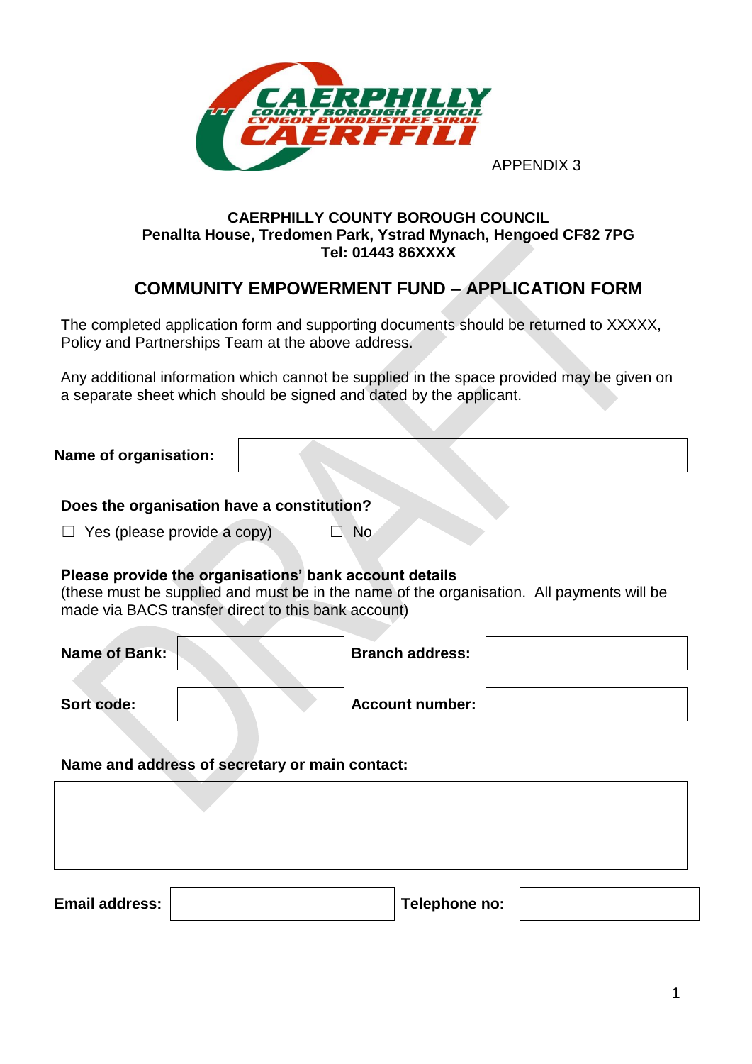APPENDIX 3

**CAERPHILLY COUNTY BOROUGH COUNCIL**
**Penallta House, Tredomen Park, Ystrad Mynach, Hengoed CF82 7PG**
**Tel: 01443 86XXXX**

## COMMUNITY EMPOWERMENT FUND – APPLICATION FORM

The completed application form and supporting documents should be returned to XXXXX, Policy and Partnerships Team at the above address.

Any additional information which cannot be supplied in the space provided may be given on a separate sheet which should be signed and dated by the applicant.

| **Name of organisation:** | |
|---|---|

**Does the organisation have a constitution?**

☐ Yes (please provide a copy)  ☐ No

**Please provide the organisations' bank account details**
(these must be supplied and must be in the name of the organisation. All payments will be made via BACS transfer direct to this bank account)

| **Name of Bank:** | | **Branch address:** | |
|---|---|---|---|
| **Sort code:** | | **Account number:** | |

**Name and address of secretary or main contact:**

| |
|---|
| |

| **Email address:** | | **Telephone no:** | |
|---|---|---|---|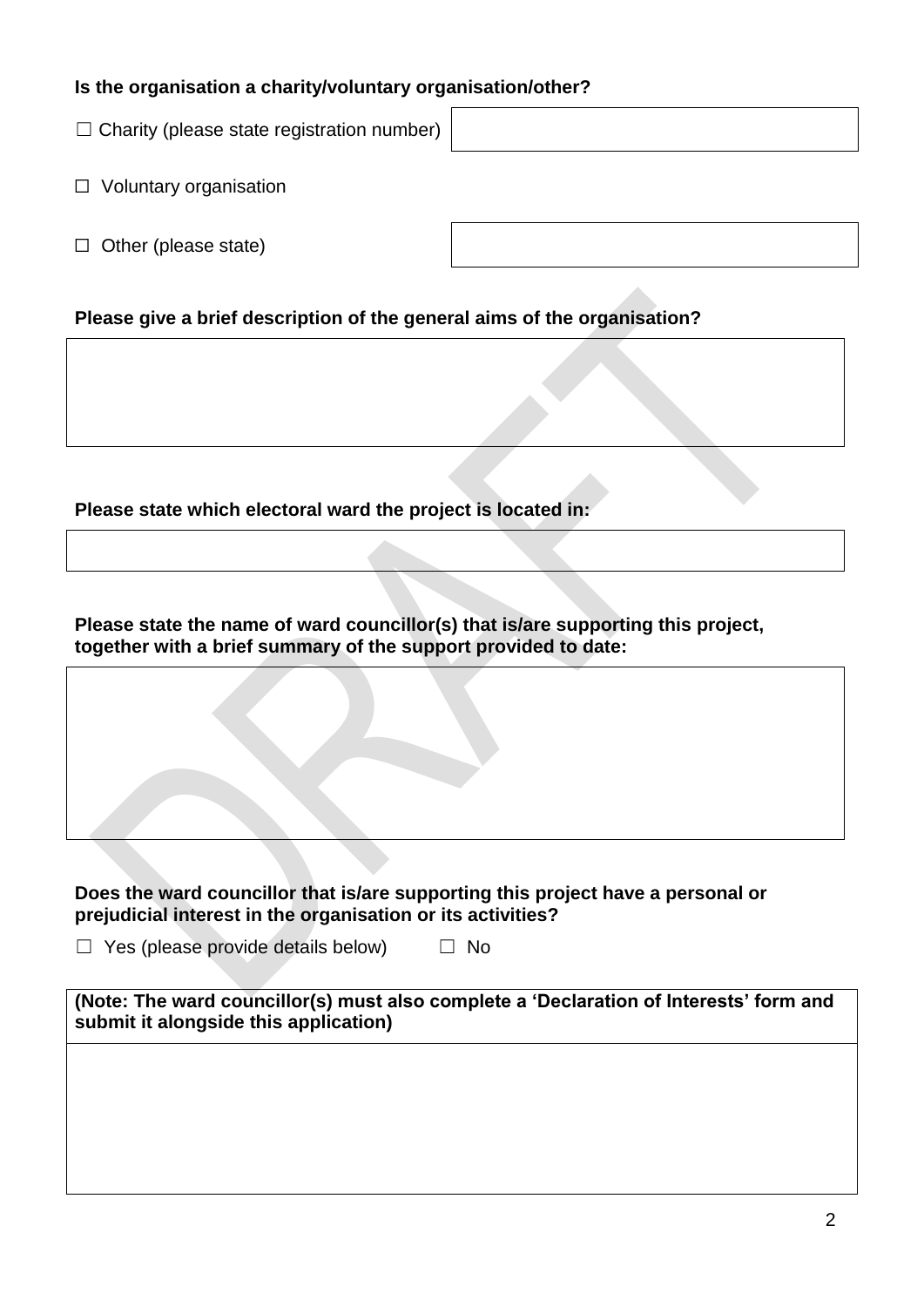**Is the organisation a charity/voluntary organisation/other?**

☐ Charity (please state registration number)

☐ Voluntary organisation

☐ Other (please state)

**Please give a brief description of the general aims of the organisation?**

**Please state which electoral ward the project is located in:**

**Please state the name of ward councillor(s) that is/are supporting this project, together with a brief summary of the support provided to date:**

**Does the ward councillor that is/are supporting this project have a personal or prejudicial interest in the organisation or its activities?**

☐ Yes (please provide details below) ☐ No

**(Note: The ward councillor(s) must also complete a 'Declaration of Interests' form and submit it alongside this application)**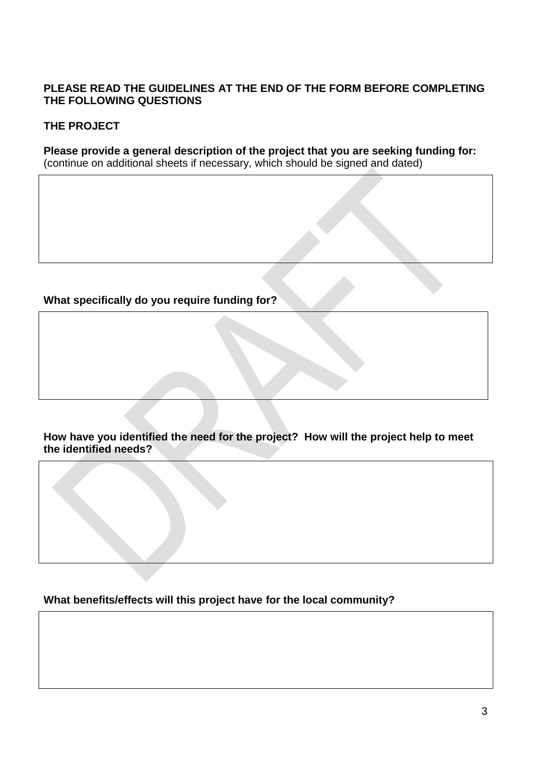**PLEASE READ THE GUIDELINES AT THE END OF THE FORM BEFORE COMPLETING THE FOLLOWING QUESTIONS**

**THE PROJECT**

**Please provide a general description of the project that you are seeking funding for:**
(continue on additional sheets if necessary, which should be signed and dated)

| |
|---|
| |

**What specifically do you require funding for?**

| |
|---|
| |

**How have you identified the need for the project? How will the project help to meet the identified needs?**

| |
|---|
| |

**What benefits/effects will this project have for the local community?**

| |
|---|
| |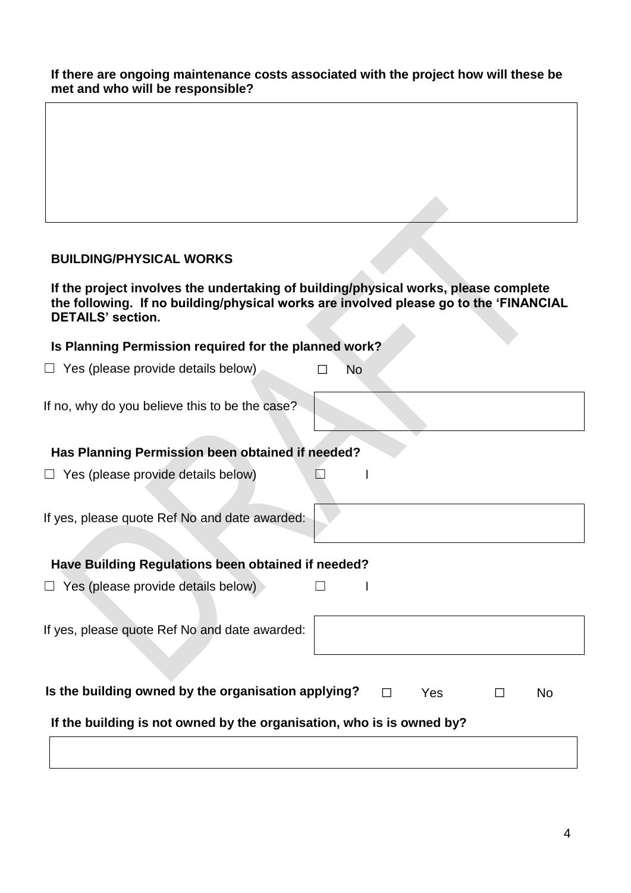**If there are ongoing maintenance costs associated with the project how will these be met and who will be responsible?**

|  |
|---|
|  |

## BUILDING/PHYSICAL WORKS

**If the project involves the undertaking of building/physical works, please complete the following. If no building/physical works are involved please go to the 'FINANCIAL DETAILS' section.**

**Is Planning Permission required for the planned work?**

☐ Yes (please provide details below) ☐ No

If no, why do you believe this to be the case?

**Has Planning Permission been obtained if needed?**

☐ Yes (please provide details below) ☐ I

If yes, please quote Ref No and date awarded:

**Have Building Regulations been obtained if needed?**

☐ Yes (please provide details below) ☐ I

If yes, please quote Ref No and date awarded:

**Is the building owned by the organisation applying?** ☐ Yes ☐ No

**If the building is not owned by the organisation, who is is owned by?**

|  |
|---|
|  |

DRAFT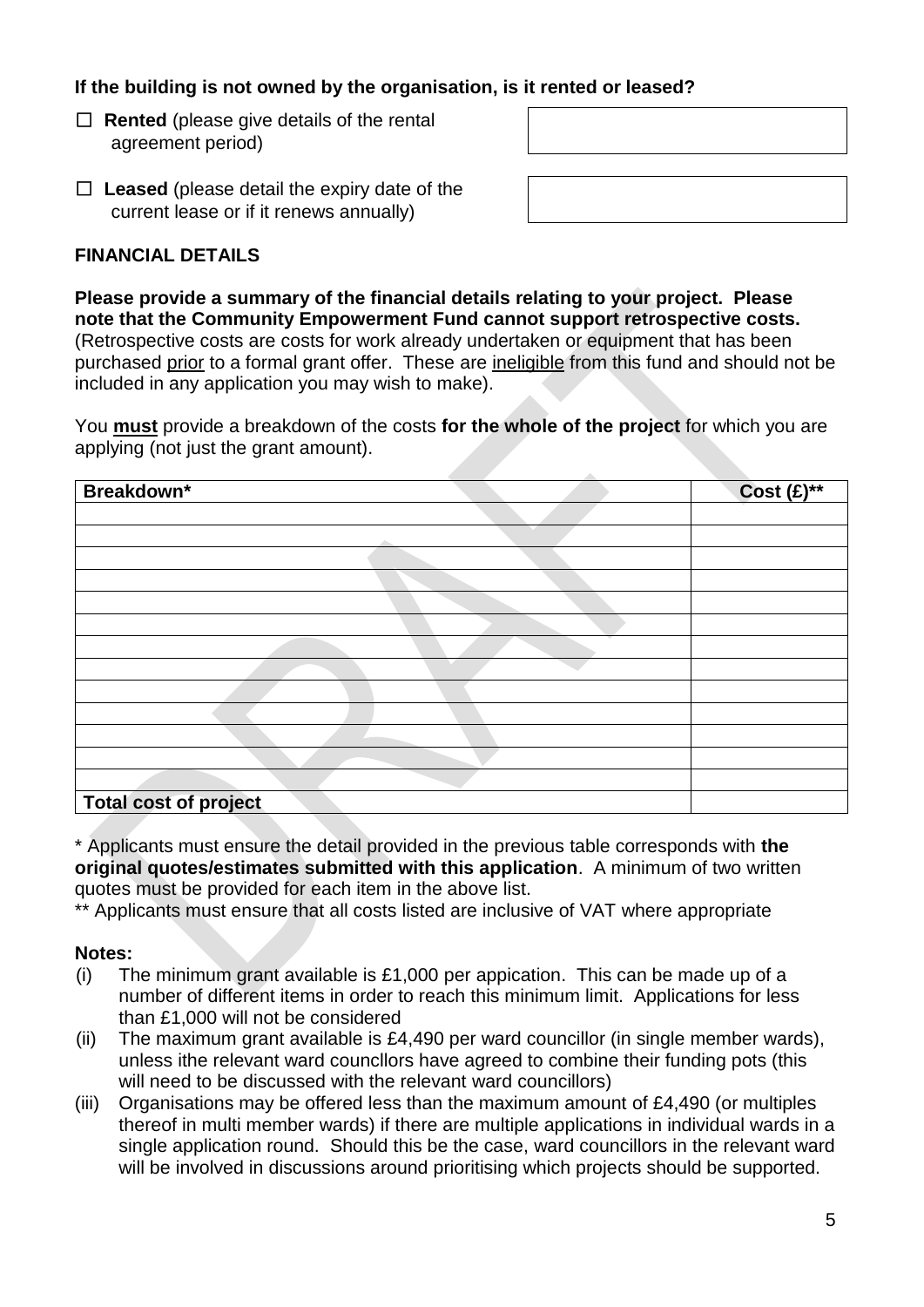**If the building is not owned by the organisation, is it rented or leased?**

☐ **Rented** (please give details of the rental agreement period)

☐ **Leased** (please detail the expiry date of the current lease or if it renews annually)

**FINANCIAL DETAILS**

**Please provide a summary of the financial details relating to your project. Please note that the Community Empowerment Fund cannot support retrospective costs.** (Retrospective costs are costs for work already undertaken or equipment that has been purchased prior to a formal grant offer. These are ineligible from this fund and should not be included in any application you may wish to make).

You **must** provide a breakdown of the costs **for the whole of the project** for which you are applying (not just the grant amount).

| Breakdown* | Cost (£)** |
|---|---|
| | |
| | |
| | |
| | |
| | |
| | |
| | |
| | |
| | |
| | |
| | |
| | |
| | |
| **Total cost of project** | |

\* Applicants must ensure the detail provided in the previous table corresponds with **the original quotes/estimates submitted with this application**. A minimum of two written quotes must be provided for each item in the above list.

** Applicants must ensure that all costs listed are inclusive of VAT where appropriate

**Notes:**

(i) The minimum grant available is £1,000 per appication. This can be made up of a number of different items in order to reach this minimum limit. Applications for less than £1,000 will not be considered

(ii) The maximum grant available is £4,490 per ward councillor (in single member wards), unless ithe relevant ward councllors have agreed to combine their funding pots (this will need to be discussed with the relevant ward councillors)

(iii) Organisations may be offered less than the maximum amount of £4,490 (or multiples thereof in multi member wards) if there are multiple applications in individual wards in a single application round. Should this be the case, ward councillors in the relevant ward will be involved in discussions around prioritising which projects should be supported.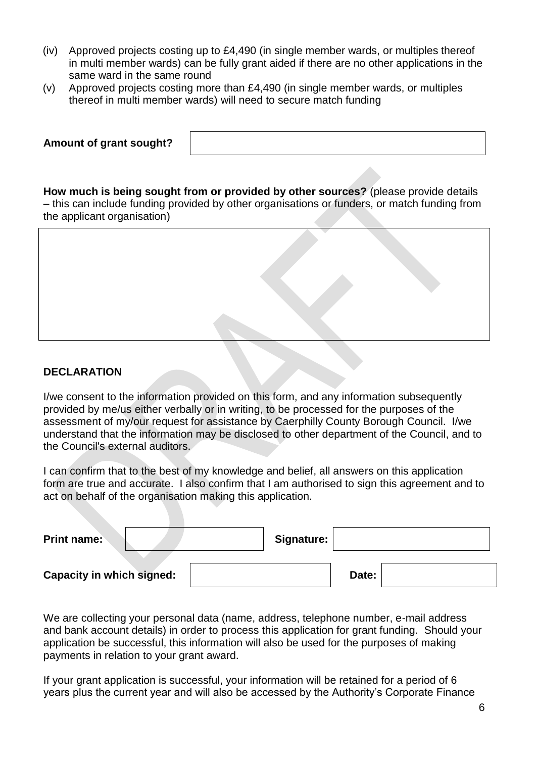(iv) Approved projects costing up to £4,490 (in single member wards, or multiples thereof in multi member wards) can be fully grant aided if there are no other applications in the same ward in the same round

(v) Approved projects costing more than £4,490 (in single member wards, or multiples thereof in multi member wards) will need to secure match funding

| **Amount of grant sought?** | |
|---|---|

**How much is being sought from or provided by other sources?** (please provide details – this can include funding provided by other organisations or funders, or match funding from the applicant organisation)

| |
|---|
| |

**DECLARATION**

I/we consent to the information provided on this form, and any information subsequently provided by me/us either verbally or in writing, to be processed for the purposes of the assessment of my/our request for assistance by Caerphilly County Borough Council. I/we understand that the information may be disclosed to other department of the Council, and to the Council's external auditors.

I can confirm that to the best of my knowledge and belief, all answers on this application form are true and accurate. I also confirm that I am authorised to sign this agreement and to act on behalf of the organisation making this application.

| | | | |
|---|---|---|---|
| **Print name:** | | **Signature:** | |
| **Capacity in which signed:** | | **Date:** | |

We are collecting your personal data (name, address, telephone number, e-mail address and bank account details) in order to process this application for grant funding. Should your application be successful, this information will also be used for the purposes of making payments in relation to your grant award.

If your grant application is successful, your information will be retained for a period of 6 years plus the current year and will also be accessed by the Authority's Corporate Finance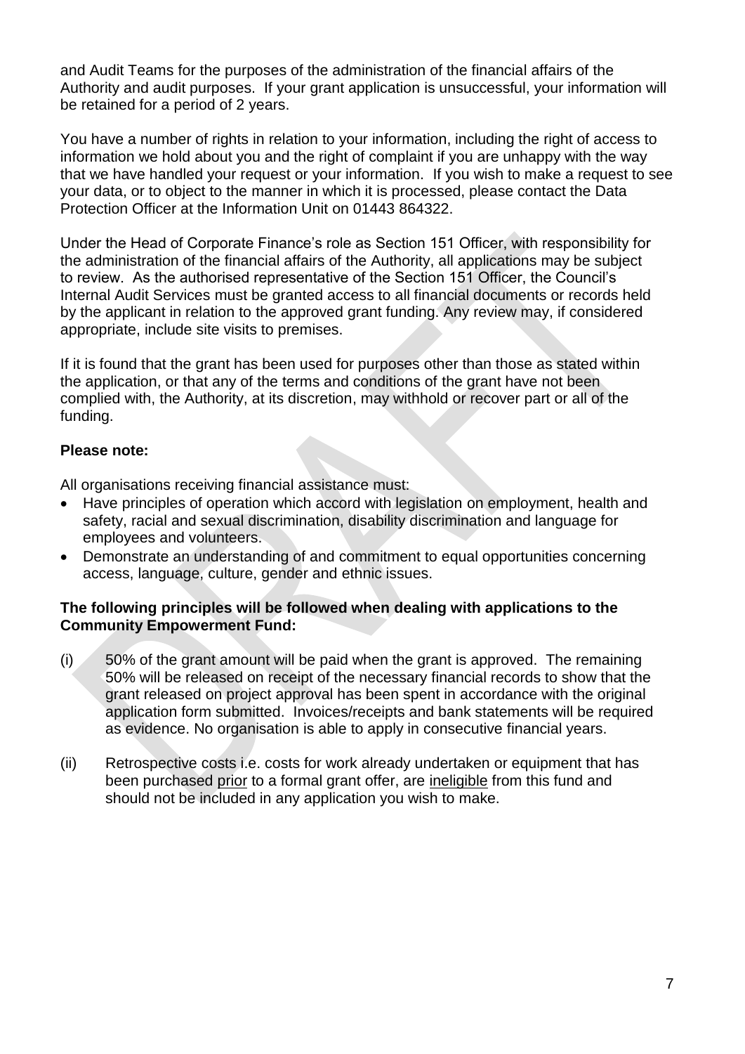and Audit Teams for the purposes of the administration of the financial affairs of the Authority and audit purposes. If your grant application is unsuccessful, your information will be retained for a period of 2 years.

You have a number of rights in relation to your information, including the right of access to information we hold about you and the right of complaint if you are unhappy with the way that we have handled your request or your information. If you wish to make a request to see your data, or to object to the manner in which it is processed, please contact the Data Protection Officer at the Information Unit on 01443 864322.

Under the Head of Corporate Finance's role as Section 151 Officer, with responsibility for the administration of the financial affairs of the Authority, all applications may be subject to review. As the authorised representative of the Section 151 Officer, the Council's Internal Audit Services must be granted access to all financial documents or records held by the applicant in relation to the approved grant funding. Any review may, if considered appropriate, include site visits to premises.

If it is found that the grant has been used for purposes other than those as stated within the application, or that any of the terms and conditions of the grant have not been complied with, the Authority, at its discretion, may withhold or recover part or all of the funding.

**Please note:**

All organisations receiving financial assistance must:

- Have principles of operation which accord with legislation on employment, health and safety, racial and sexual discrimination, disability discrimination and language for employees and volunteers.
- Demonstrate an understanding of and commitment to equal opportunities concerning access, language, culture, gender and ethnic issues.

**The following principles will be followed when dealing with applications to the Community Empowerment Fund:**

(i) 50% of the grant amount will be paid when the grant is approved. The remaining 50% will be released on receipt of the necessary financial records to show that the grant released on project approval has been spent in accordance with the original application form submitted. Invoices/receipts and bank statements will be required as evidence. No organisation is able to apply in consecutive financial years.

(ii) Retrospective costs i.e. costs for work already undertaken or equipment that has been purchased <u>prior</u> to a formal grant offer, are <u>ineligible</u> from this fund and should not be included in any application you wish to make.